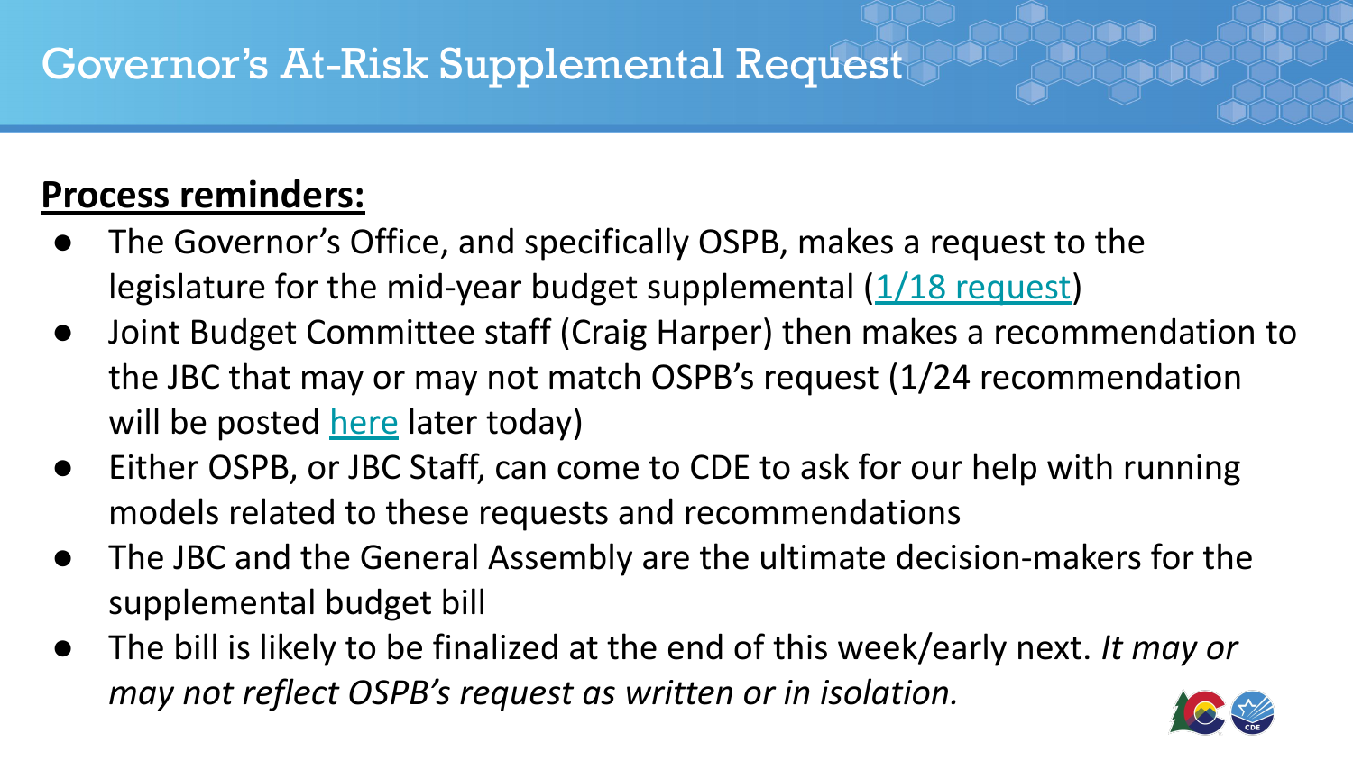# Governor's At-Risk Supplemental Request

**Process reminders:**

- The Governor's Office, and specifically OSPB, makes a request to the legislature for the mid-year budget supplemental (1/18 request)
- Joint Budget Committee staff (Craig Harper) then makes a recommendation to the JBC that may or may not match OSPB's request (1/24 recommendation will be posted here later today)
- Either OSPB, or JBC Staff, can come to CDE to ask for our help with running models related to these requests and recommendations
- The JBC and the General Assembly are the ultimate decision-makers for the supplemental budget bill
- The bill is likely to be finalized at the end of this week/early next. *It may or may not reflect OSPB's request as written or in isolation.*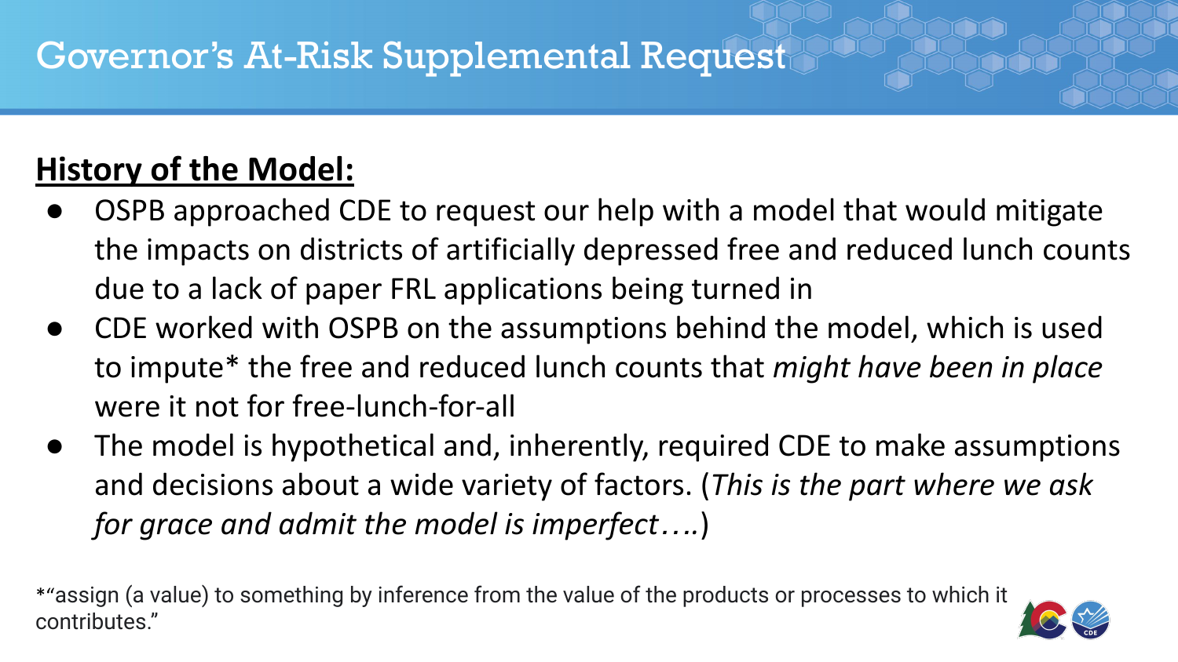# Governor's At-Risk Supplemental Request

## History of the Model:

- OSPB approached CDE to request our help with a model that would mitigate the impacts on districts of artificially depressed free and reduced lunch counts due to a lack of paper FRL applications being turned in
- CDE worked with OSPB on the assumptions behind the model, which is used to impute* the free and reduced lunch counts that *might have been in place* were it not for free-lunch-for-all
- The model is hypothetical and, inherently, required CDE to make assumptions and decisions about a wide variety of factors. (*This is the part where we ask for grace and admit the model is imperfect….*)

*"assign (a value) to something by inference from the value of the products or processes to which it contributes."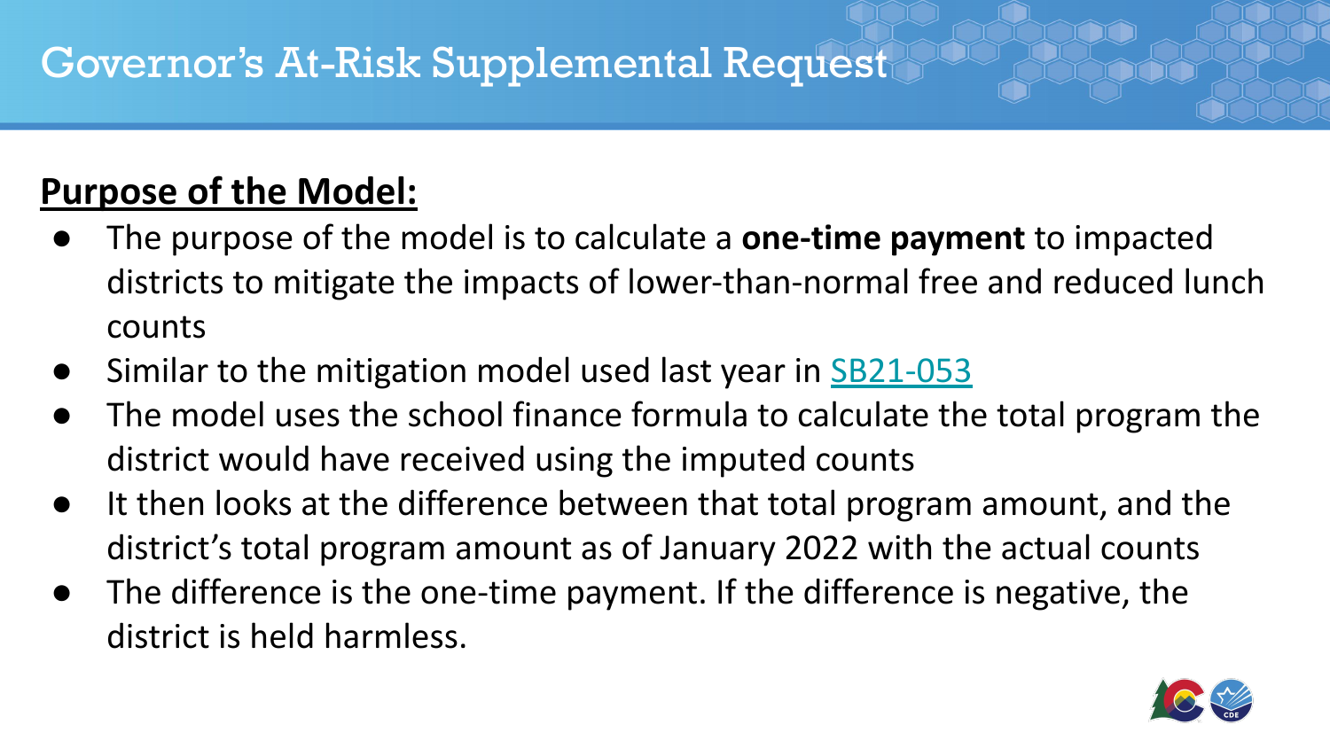# Governor's At-Risk Supplemental Request

**Purpose of the Model:**

- The purpose of the model is to calculate a **one-time payment** to impacted districts to mitigate the impacts of lower-than-normal free and reduced lunch counts
- Similar to the mitigation model used last year in SB21-053
- The model uses the school finance formula to calculate the total program the district would have received using the imputed counts
- It then looks at the difference between that total program amount, and the district's total program amount as of January 2022 with the actual counts
- The difference is the one-time payment. If the difference is negative, the district is held harmless.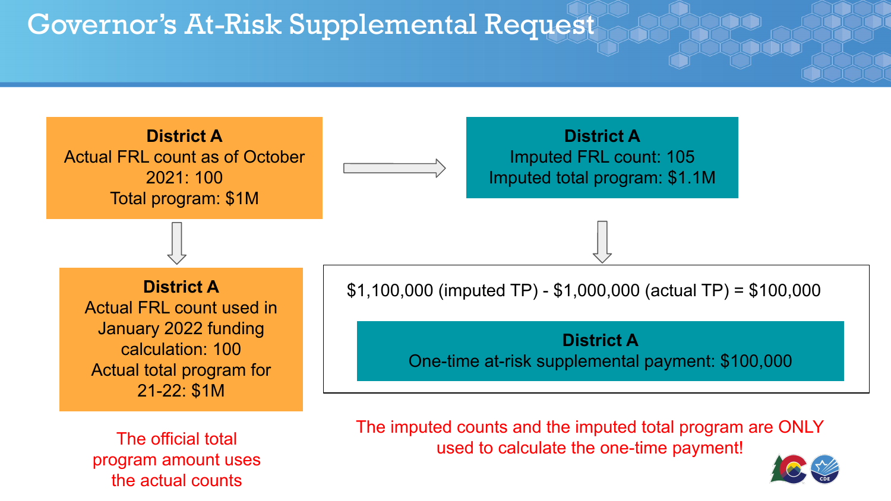# Governor's At-Risk Supplemental Request

**District A**
Actual FRL count as of October 2021: 100
Total program: $1M

**District A**
Imputed FRL count: 105
Imputed total program: $1.1M

**District A**
Actual FRL count used in January 2022 funding calculation: 100
Actual total program for 21-22: $1M

The official total program amount uses the actual counts

$1,100,000 (imputed TP) - $1,000,000 (actual TP) = $100,000

**District A**
One-time at-risk supplemental payment: $100,000

The imputed counts and the imputed total program are ONLY used to calculate the one-time payment!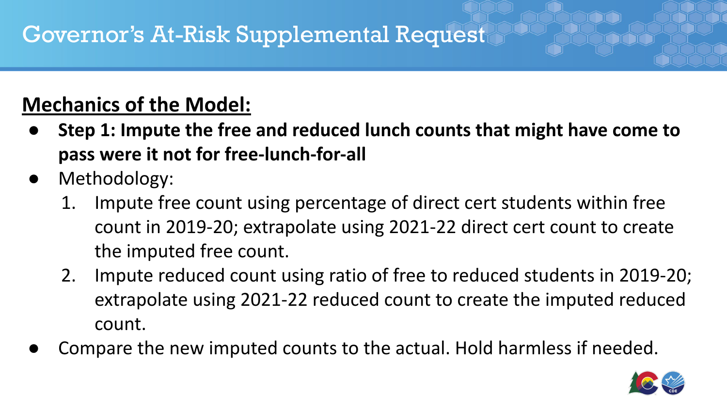# Governor's At-Risk Supplemental Request

**Mechanics of the Model:**

- **Step 1: Impute the free and reduced lunch counts that might have come to pass were it not for free-lunch-for-all**
- Methodology:
    1. Impute free count using percentage of direct cert students within free count in 2019-20; extrapolate using 2021-22 direct cert count to create the imputed free count.
    2. Impute reduced count using ratio of free to reduced students in 2019-20; extrapolate using 2021-22 reduced count to create the imputed reduced count.
- Compare the new imputed counts to the actual. Hold harmless if needed.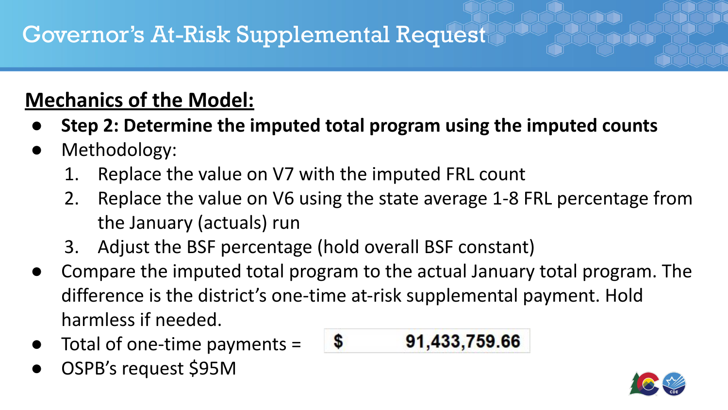# Governor's At-Risk Supplemental Request

**Mechanics of the Model:**

- **Step 2: Determine the imputed total program using the imputed counts**
- Methodology:
  1. Replace the value on V7 with the imputed FRL count
  2. Replace the value on V6 using the state average 1-8 FRL percentage from the January (actuals) run
  3. Adjust the BSF percentage (hold overall BSF constant)
- Compare the imputed total program to the actual January total program. The difference is the district's one-time at-risk supplemental payment. Hold harmless if needed.
- Total of one-time payments = **$ 91,433,759.66**
- OSPB's request $95M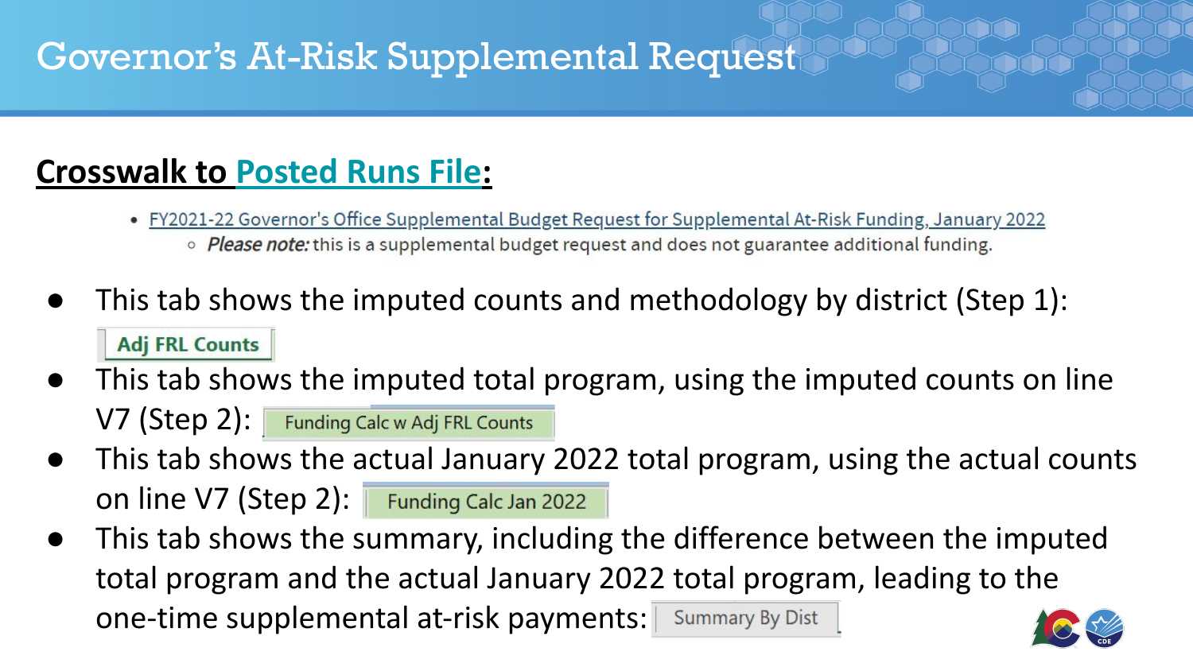# Governor's At-Risk Supplemental Request

## Crosswalk to Posted Runs File:

- FY2021-22 Governor's Office Supplemental Budget Request for Supplemental At-Risk Funding, January 2022
  - *Please note:* this is a supplemental budget request and does not guarantee additional funding.

- This tab shows the imputed counts and methodology by district (Step 1): Adj FRL Counts
- This tab shows the imputed total program, using the imputed counts on line V7 (Step 2): Funding Calc w Adj FRL Counts
- This tab shows the actual January 2022 total program, using the actual counts on line V7 (Step 2): Funding Calc Jan 2022
- This tab shows the summary, including the difference between the imputed total program and the actual January 2022 total program, leading to the one-time supplemental at-risk payments: Summary By Dist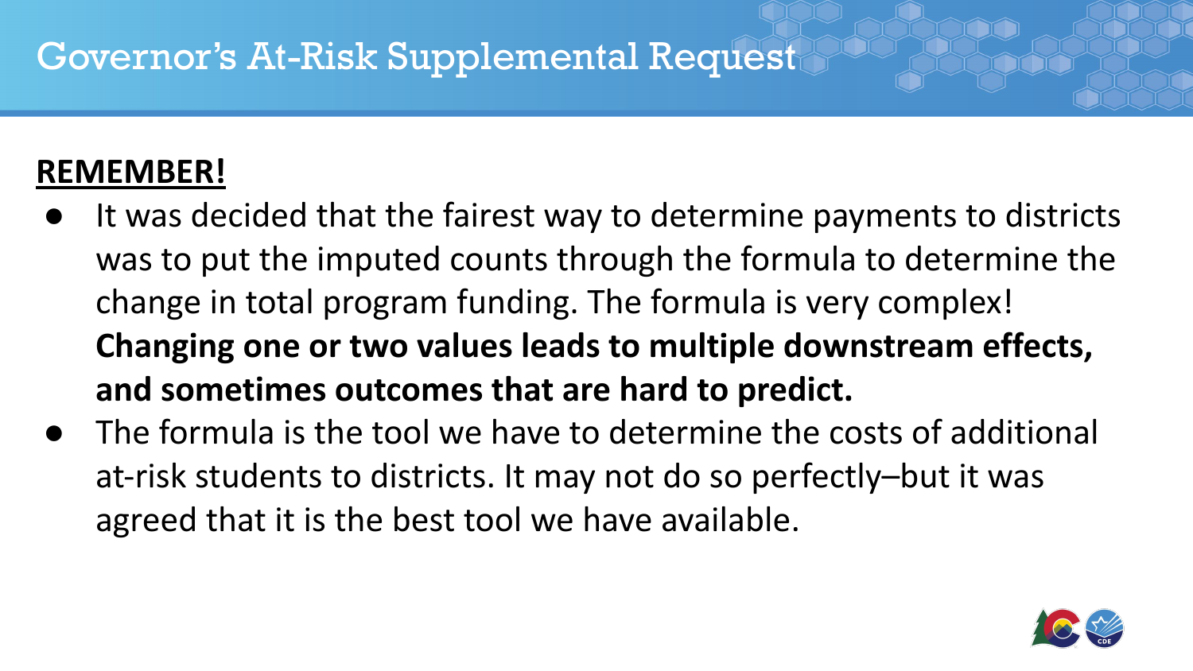# Governor's At-Risk Supplemental Request

**REMEMBER!**

- It was decided that the fairest way to determine payments to districts was to put the imputed counts through the formula to determine the change in total program funding. The formula is very complex! **Changing one or two values leads to multiple downstream effects, and sometimes outcomes that are hard to predict.**
- The formula is the tool we have to determine the costs of additional at-risk students to districts. It may not do so perfectly–but it was agreed that it is the best tool we have available.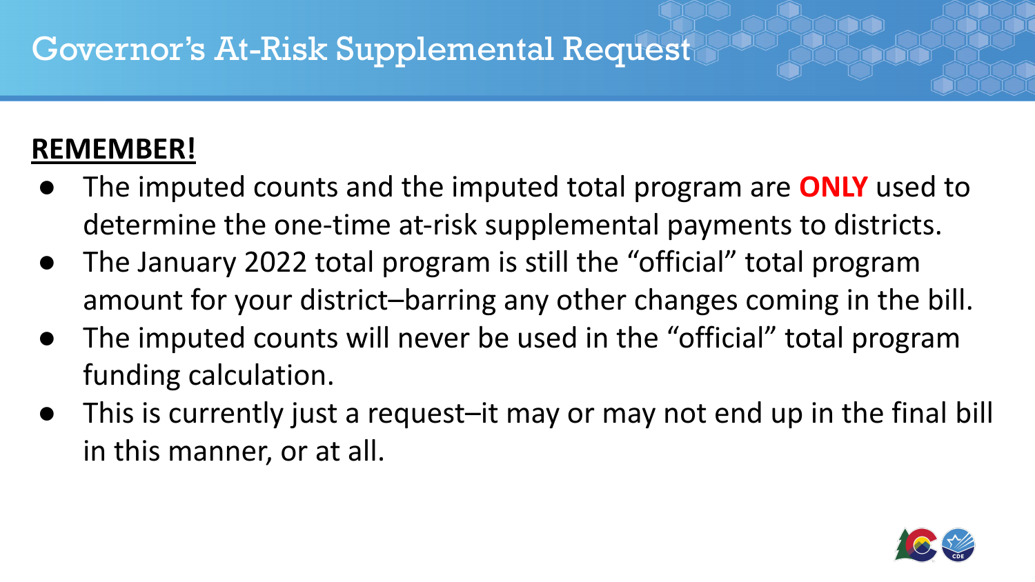# Governor's At-Risk Supplemental Request

**REMEMBER!**

- The imputed counts and the imputed total program are **ONLY** used to determine the one-time at-risk supplemental payments to districts.
- The January 2022 total program is still the "official" total program amount for your district–barring any other changes coming in the bill.
- The imputed counts will never be used in the "official" total program funding calculation.
- This is currently just a request–it may or may not end up in the final bill in this manner, or at all.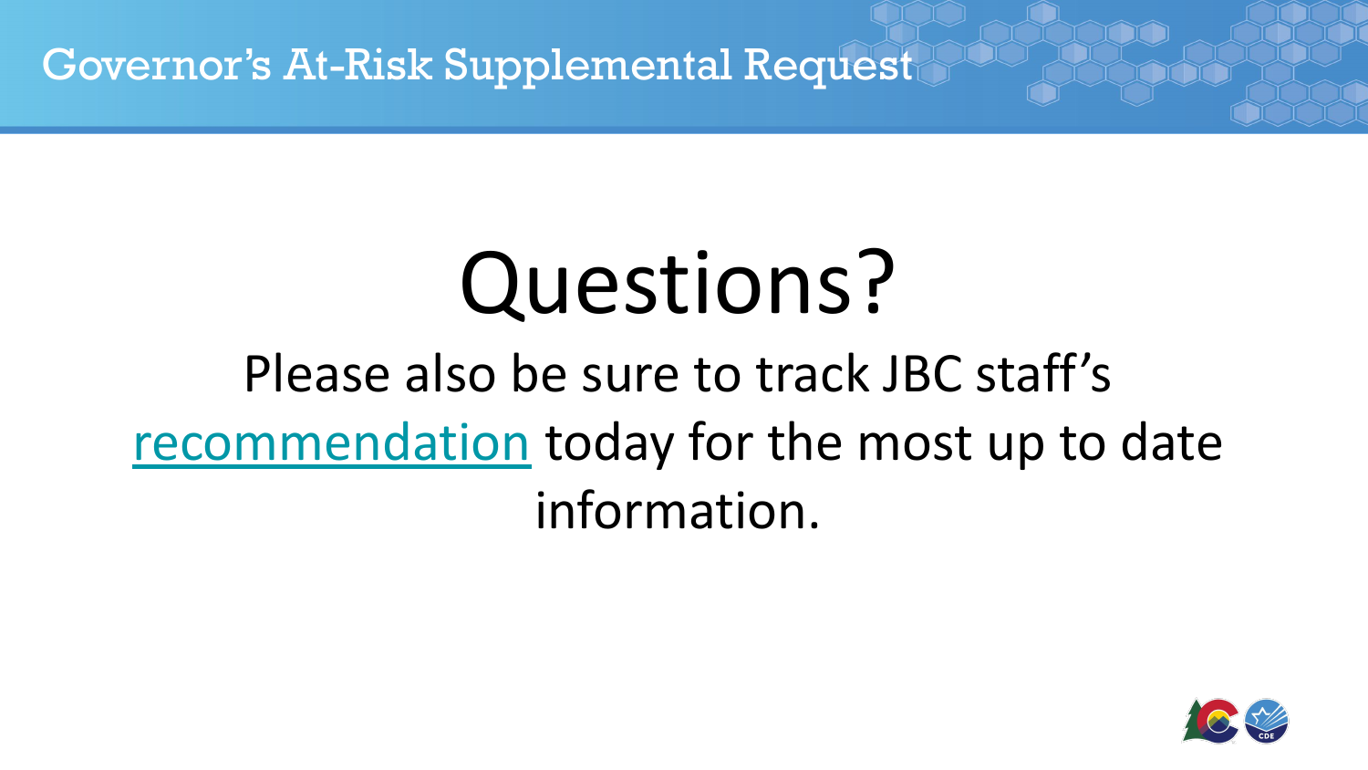# Questions?

Please also be sure to track JBC staff's recommendation today for the most up to date information.